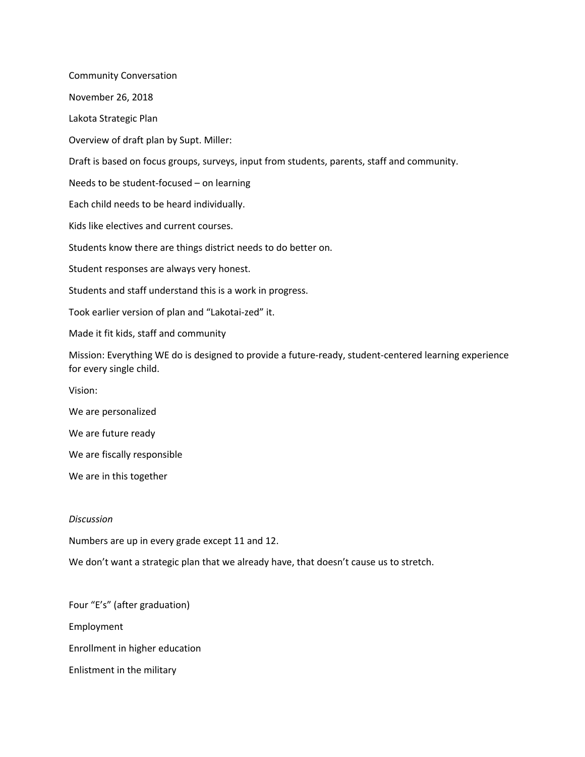Community Conversation

November 26, 2018

Lakota Strategic Plan

Overview of draft plan by Supt. Miller:

Draft is based on focus groups, surveys, input from students, parents, staff and community.

Needs to be student-focused – on learning

Each child needs to be heard individually.

Kids like electives and current courses.

Students know there are things district needs to do better on.

Student responses are always very honest.

Students and staff understand this is a work in progress.

Took earlier version of plan and "Lakotai-zed" it.

Made it fit kids, staff and community

Mission: Everything WE do is designed to provide a future-ready, student-centered learning experience for every single child.

Vision:

We are personalized

We are future ready

We are fiscally responsible

We are in this together

*Discussion*

Numbers are up in every grade except 11 and 12.

We don't want a strategic plan that we already have, that doesn't cause us to stretch.

Four "E's" (after graduation)

Employment

Enrollment in higher education

Enlistment in the military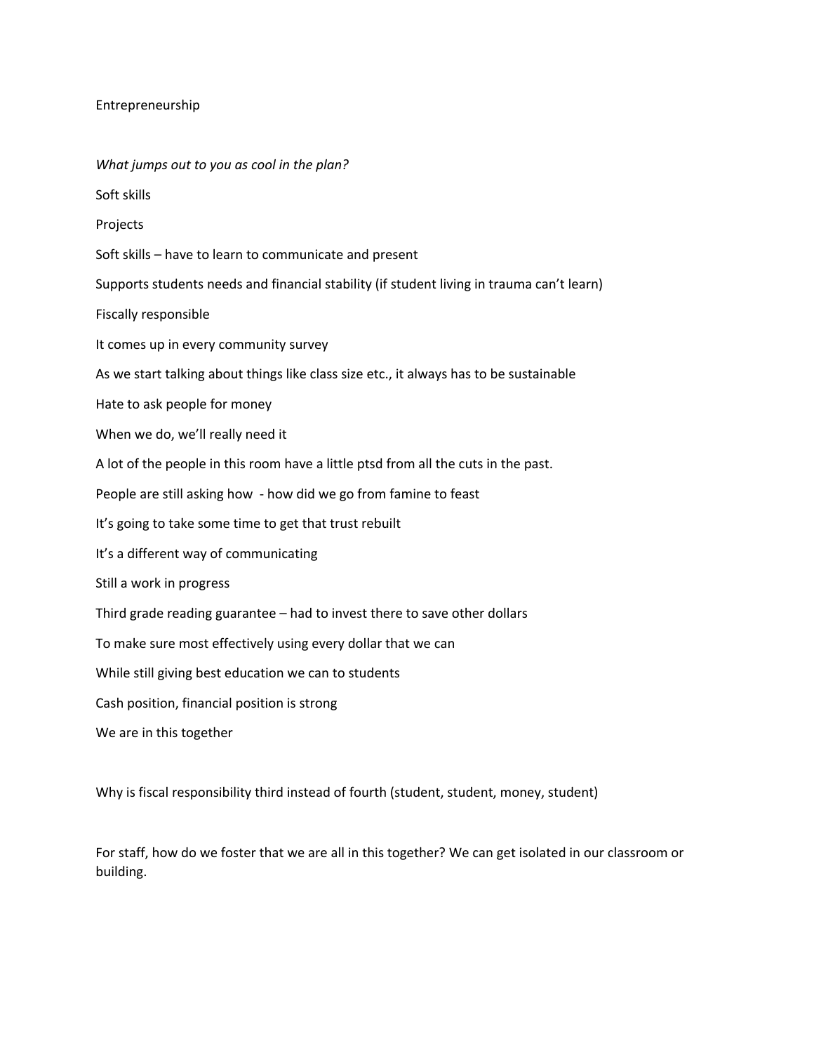Entrepreneurship

*What jumps out to you as cool in the plan?*

Soft skills

Projects

Soft skills – have to learn to communicate and present

Supports students needs and financial stability (if student living in trauma can't learn)

Fiscally responsible

It comes up in every community survey

As we start talking about things like class size etc., it always has to be sustainable

Hate to ask people for money

When we do, we'll really need it

A lot of the people in this room have a little ptsd from all the cuts in the past.

People are still asking how - how did we go from famine to feast

It's going to take some time to get that trust rebuilt

It's a different way of communicating

Still a work in progress

Third grade reading guarantee – had to invest there to save other dollars

To make sure most effectively using every dollar that we can

While still giving best education we can to students

Cash position, financial position is strong

We are in this together

Why is fiscal responsibility third instead of fourth (student, student, money, student)

For staff, how do we foster that we are all in this together? We can get isolated in our classroom or building.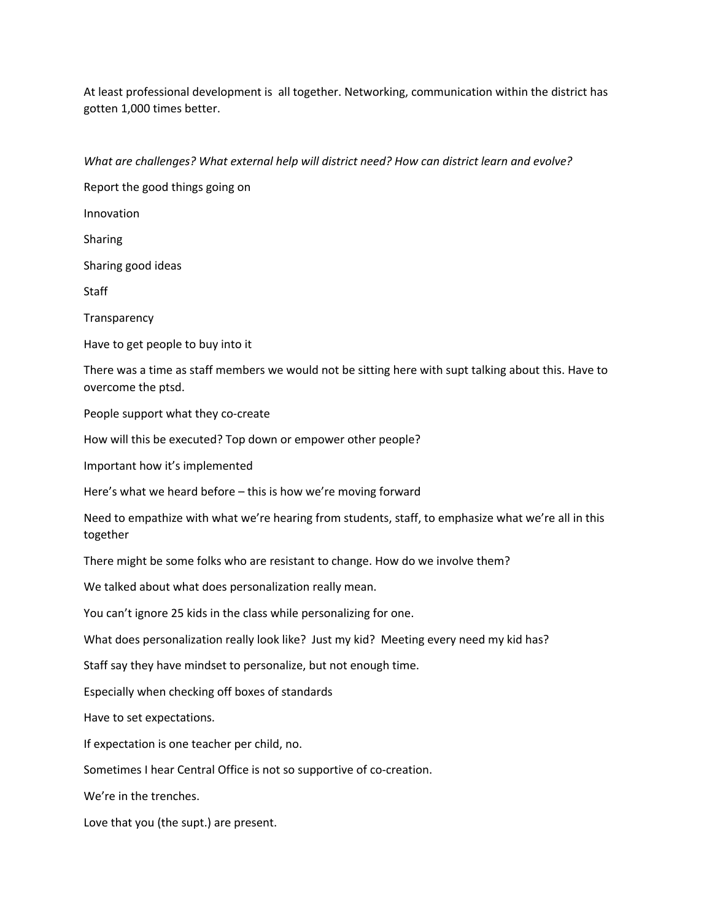At least professional development is all together. Networking, communication within the district has gotten 1,000 times better.

*What are challenges? What external help will district need? How can district learn and evolve?*

Report the good things going on

Innovation

Sharing

Sharing good ideas

Staff

Transparency

Have to get people to buy into it

There was a time as staff members we would not be sitting here with supt talking about this. Have to overcome the ptsd.

People support what they co-create

How will this be executed? Top down or empower other people?

Important how it's implemented

Here's what we heard before – this is how we're moving forward

Need to empathize with what we're hearing from students, staff, to emphasize what we're all in this together

There might be some folks who are resistant to change. How do we involve them?

We talked about what does personalization really mean.

You can't ignore 25 kids in the class while personalizing for one.

What does personalization really look like? Just my kid? Meeting every need my kid has?

Staff say they have mindset to personalize, but not enough time.

Especially when checking off boxes of standards

Have to set expectations.

If expectation is one teacher per child, no.

Sometimes I hear Central Office is not so supportive of co-creation.

We're in the trenches.

Love that you (the supt.) are present.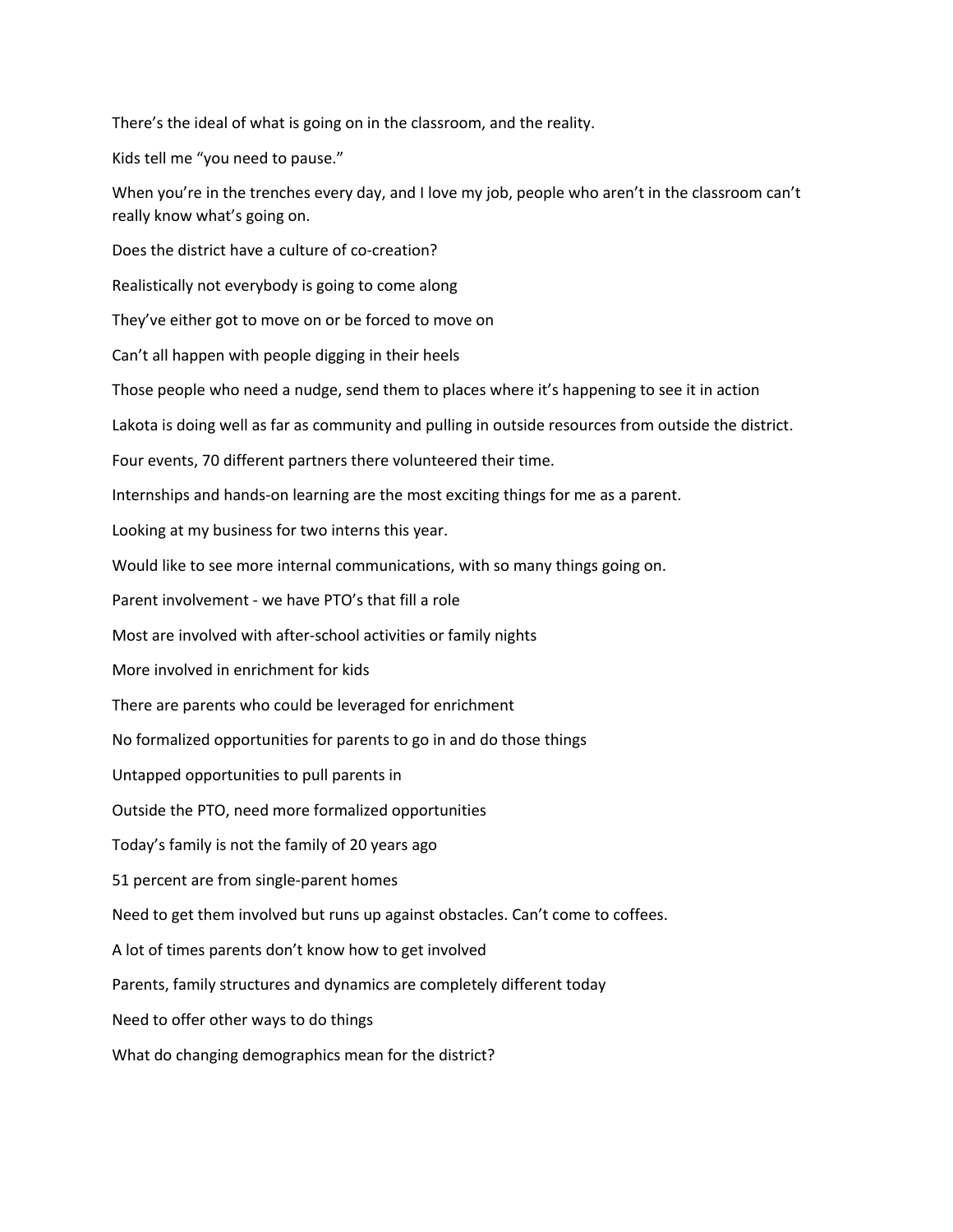There's the ideal of what is going on in the classroom, and the reality.

Kids tell me "you need to pause."

When you're in the trenches every day, and I love my job, people who aren't in the classroom can't really know what's going on.

Does the district have a culture of co-creation?

Realistically not everybody is going to come along

They've either got to move on or be forced to move on

Can't all happen with people digging in their heels

Those people who need a nudge, send them to places where it's happening to see it in action

Lakota is doing well as far as community and pulling in outside resources from outside the district.

Four events, 70 different partners there volunteered their time.

Internships and hands-on learning are the most exciting things for me as a parent.

Looking at my business for two interns this year.

Would like to see more internal communications, with so many things going on.

Parent involvement - we have PTO's that fill a role

Most are involved with after-school activities or family nights

More involved in enrichment for kids

There are parents who could be leveraged for enrichment

No formalized opportunities for parents to go in and do those things

Untapped opportunities to pull parents in

Outside the PTO, need more formalized opportunities

Today's family is not the family of 20 years ago

51 percent are from single-parent homes

Need to get them involved but runs up against obstacles. Can't come to coffees.

A lot of times parents don't know how to get involved

Parents, family structures and dynamics are completely different today

Need to offer other ways to do things

What do changing demographics mean for the district?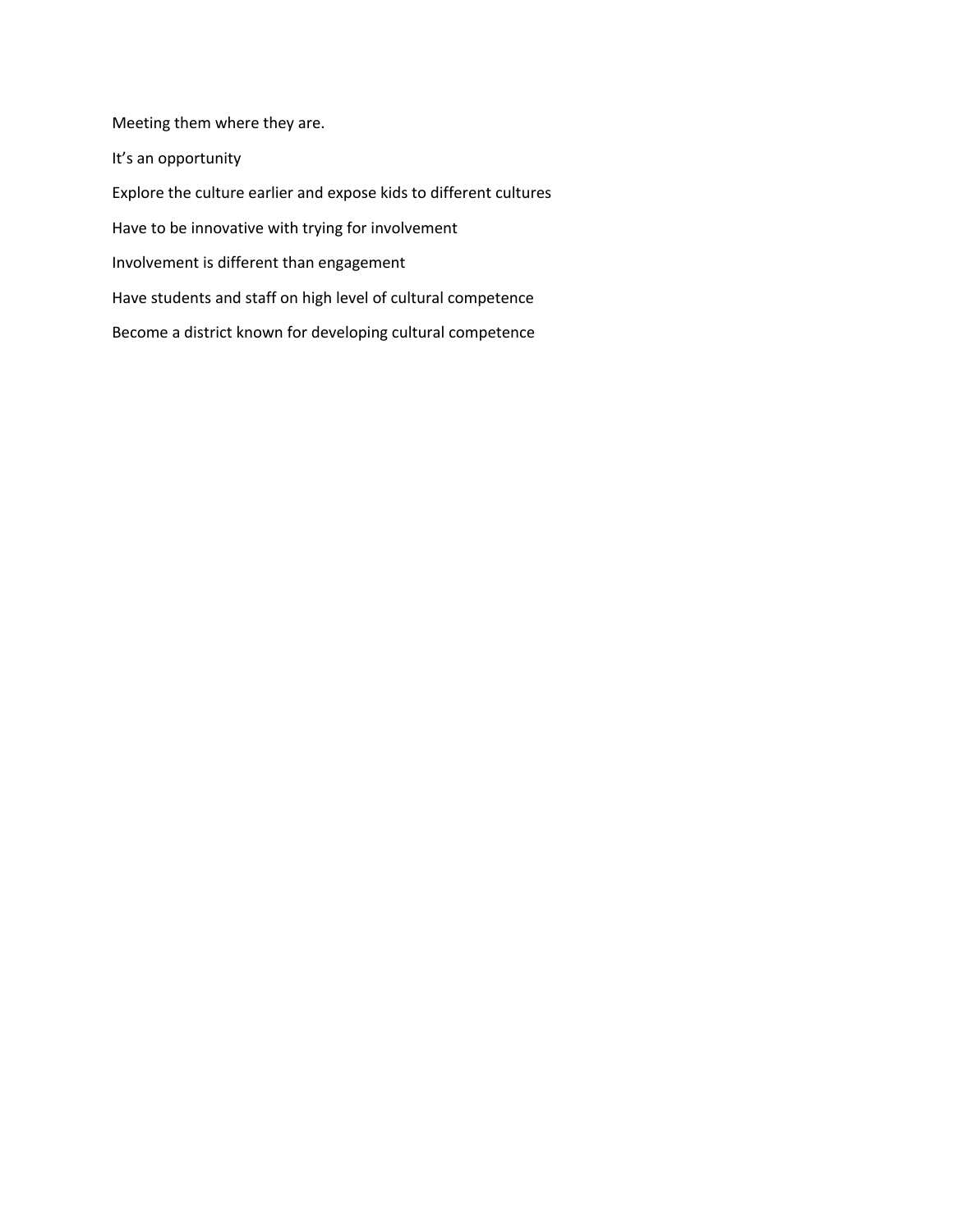Meeting them where they are.

It's an opportunity

Explore the culture earlier and expose kids to different cultures

Have to be innovative with trying for involvement

Involvement is different than engagement

Have students and staff on high level of cultural competence

Become a district known for developing cultural competence